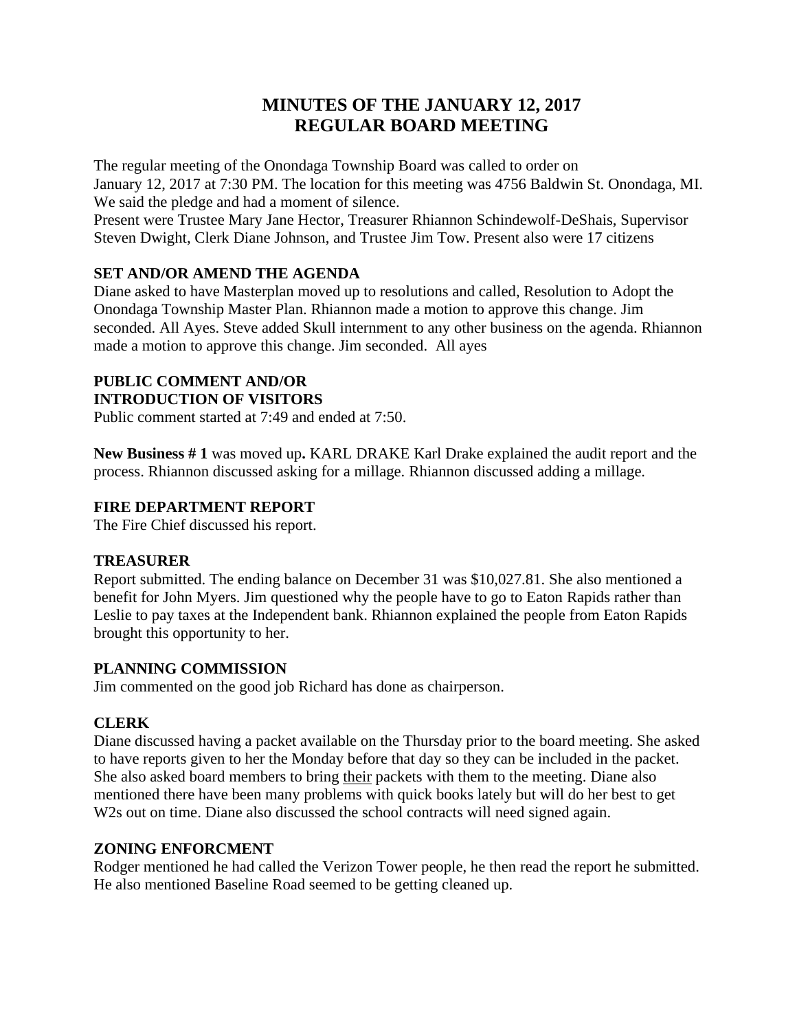# MINUTES OF THE JANUARY 12, 2017
# REGULAR BOARD MEETING

The regular meeting of the Onondaga Township Board was called to order on January 12, 2017 at 7:30 PM. The location for this meeting was 4756 Baldwin St. Onondaga, MI. We said the pledge and had a moment of silence.
Present were Trustee Mary Jane Hector, Treasurer Rhiannon Schindewolf-DeShais, Supervisor Steven Dwight, Clerk Diane Johnson, and Trustee Jim Tow. Present also were 17 citizens

**SET AND/OR AMEND THE AGENDA**
Diane asked to have Masterplan moved up to resolutions and called, Resolution to Adopt the Onondaga Township Master Plan. Rhiannon made a motion to approve this change. Jim seconded. All Ayes. Steve added Skull internment to any other business on the agenda. Rhiannon made a motion to approve this change. Jim seconded. All ayes

**PUBLIC COMMENT AND/OR INTRODUCTION OF VISITORS**
Public comment started at 7:49 and ended at 7:50.

**New Business # 1** was moved up**.** KARL DRAKE Karl Drake explained the audit report and the process. Rhiannon discussed asking for a millage. Rhiannon discussed adding a millage.

**FIRE DEPARTMENT REPORT**
The Fire Chief discussed his report.

**TREASURER**
Report submitted. The ending balance on December 31 was $10,027.81. She also mentioned a benefit for John Myers. Jim questioned why the people have to go to Eaton Rapids rather than Leslie to pay taxes at the Independent bank. Rhiannon explained the people from Eaton Rapids brought this opportunity to her.

**PLANNING COMMISSION**
Jim commented on the good job Richard has done as chairperson.

**CLERK**
Diane discussed having a packet available on the Thursday prior to the board meeting. She asked to have reports given to her the Monday before that day so they can be included in the packet. She also asked board members to bring <u>their</u> packets with them to the meeting. Diane also mentioned there have been many problems with quick books lately but will do her best to get W2s out on time. Diane also discussed the school contracts will need signed again.

**ZONING ENFORCMENT**
Rodger mentioned he had called the Verizon Tower people, he then read the report he submitted. He also mentioned Baseline Road seemed to be getting cleaned up.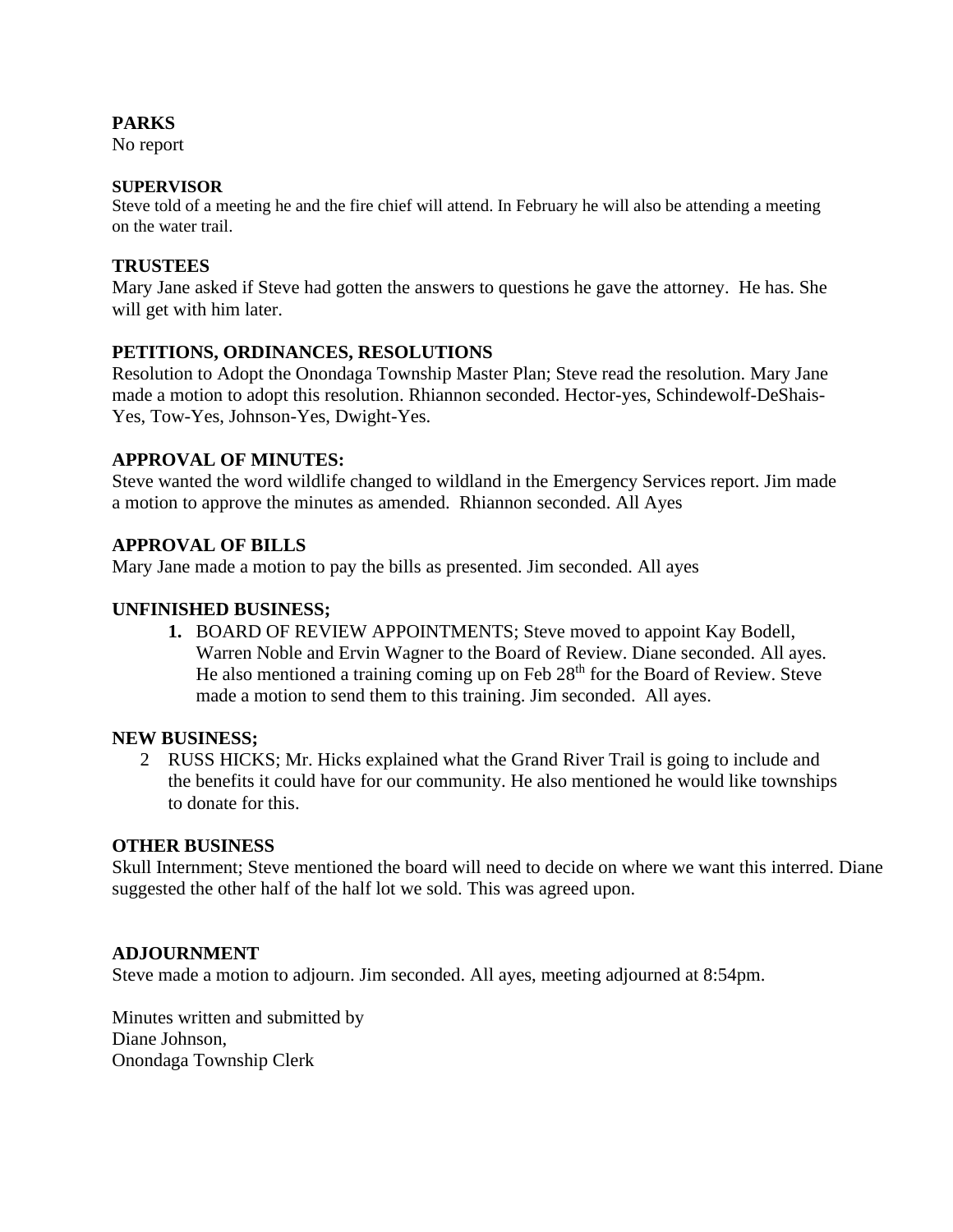**PARKS**
No report

**SUPERVISOR**
Steve told of a meeting he and the fire chief will attend. In February he will also be attending a meeting on the water trail.

**TRUSTEES**
Mary Jane asked if Steve had gotten the answers to questions he gave the attorney. He has. She will get with him later.

**PETITIONS, ORDINANCES, RESOLUTIONS**
Resolution to Adopt the Onondaga Township Master Plan; Steve read the resolution. Mary Jane made a motion to adopt this resolution. Rhiannon seconded. Hector-yes, Schindewolf-DeShais-Yes, Tow-Yes, Johnson-Yes, Dwight-Yes.

**APPROVAL OF MINUTES:**
Steve wanted the word wildlife changed to wildland in the Emergency Services report. Jim made a motion to approve the minutes as amended. Rhiannon seconded. All Ayes

**APPROVAL OF BILLS**
Mary Jane made a motion to pay the bills as presented. Jim seconded. All ayes

**UNFINISHED BUSINESS;**

1. BOARD OF REVIEW APPOINTMENTS; Steve moved to appoint Kay Bodell, Warren Noble and Ervin Wagner to the Board of Review. Diane seconded. All ayes. He also mentioned a training coming up on Feb 28th for the Board of Review. Steve made a motion to send them to this training. Jim seconded. All ayes.

**NEW BUSINESS;**

2 RUSS HICKS; Mr. Hicks explained what the Grand River Trail is going to include and the benefits it could have for our community. He also mentioned he would like townships to donate for this.

**OTHER BUSINESS**
Skull Internment; Steve mentioned the board will need to decide on where we want this interred. Diane suggested the other half of the half lot we sold. This was agreed upon.

**ADJOURNMENT**
Steve made a motion to adjourn. Jim seconded. All ayes, meeting adjourned at 8:54pm.

Minutes written and submitted by
Diane Johnson,
Onondaga Township Clerk